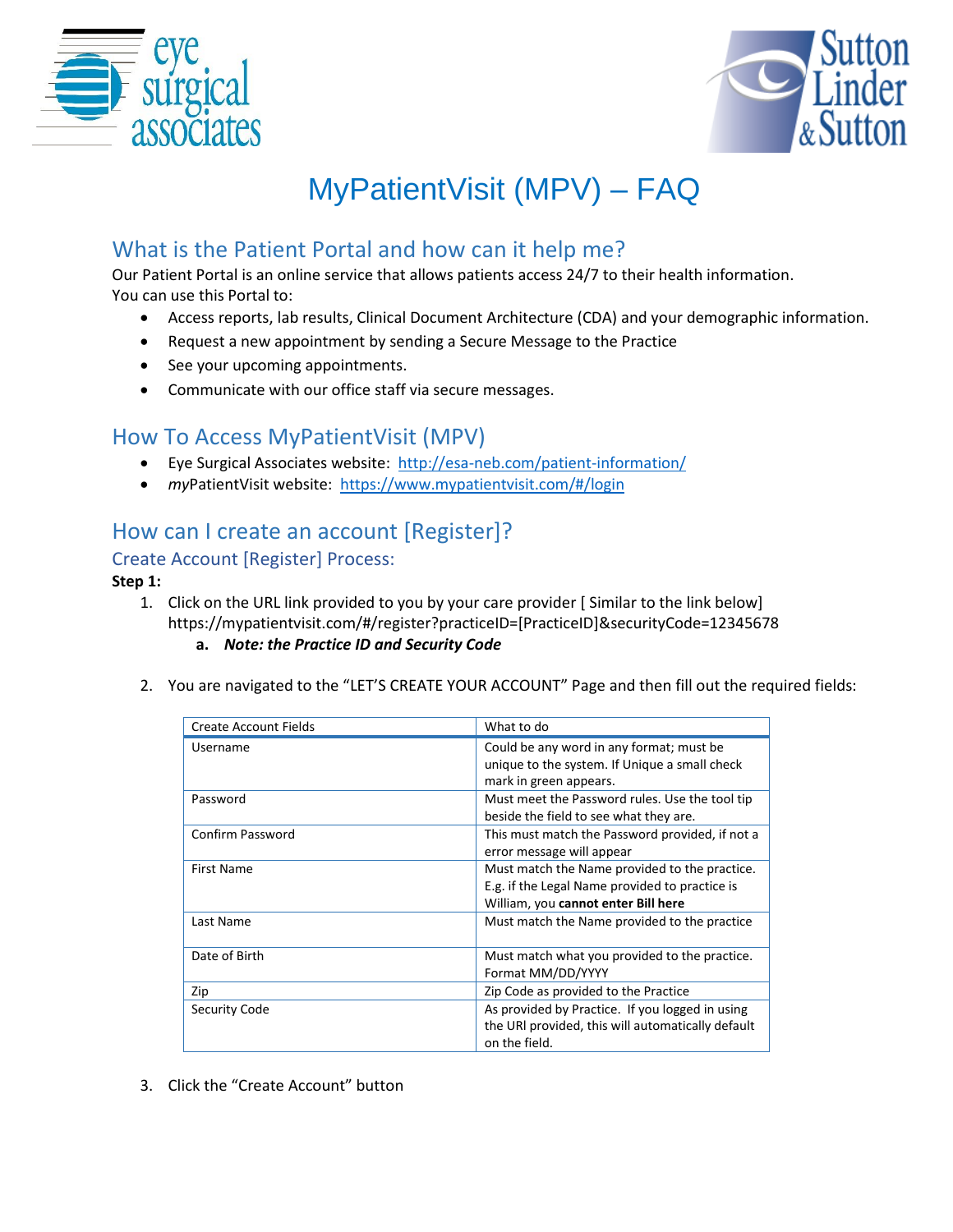# MyPatientVisit (MPV) – FAQ

## What is the Patient Portal and how can it help me?

Our Patient Portal is an online service that allows patients access 24/7 to their health information.
You can use this Portal to:

- Access reports, lab results, Clinical Document Architecture (CDA) and your demographic information.
- Request a new appointment by sending a Secure Message to the Practice
- See your upcoming appointments.
- Communicate with our office staff via secure messages.

## How To Access MyPatientVisit (MPV)

- Eye Surgical Associates website: [http://esa-neb.com/patient-information/](http://esa-neb.com/patient-information/)
- *my*PatientVisit website: [https://www.mypatientvisit.com/#/login](https://www.mypatientvisit.com/#/login)

## How can I create an account [Register]?

### Create Account [Register] Process:

**Step 1:**

1. Click on the URL link provided to you by your care provider [ Similar to the link below] https://mypatientvisit.com/#/register?practiceID=[PracticeID]&securityCode=12345678
   a. ***Note: the Practice ID and Security Code***
2. You are navigated to the "LET'S CREATE YOUR ACCOUNT" Page and then fill out the required fields:

| Create Account Fields | What to do |
|---|---|
| Username | Could be any word in any format; must be unique to the system. If Unique a small check mark in green appears. |
| Password | Must meet the Password rules. Use the tool tip beside the field to see what they are. |
| Confirm Password | This must match the Password provided, if not a error message will appear |
| First Name | Must match the Name provided to the practice. E.g. if the Legal Name provided to practice is William, you **cannot enter Bill here** |
| Last Name | Must match the Name provided to the practice |
| Date of Birth | Must match what you provided to the practice. Format MM/DD/YYYY |
| Zip | Zip Code as provided to the Practice |
| Security Code | As provided by Practice. If you logged in using the URl provided, this will automatically default on the field. |

3. Click the "Create Account" button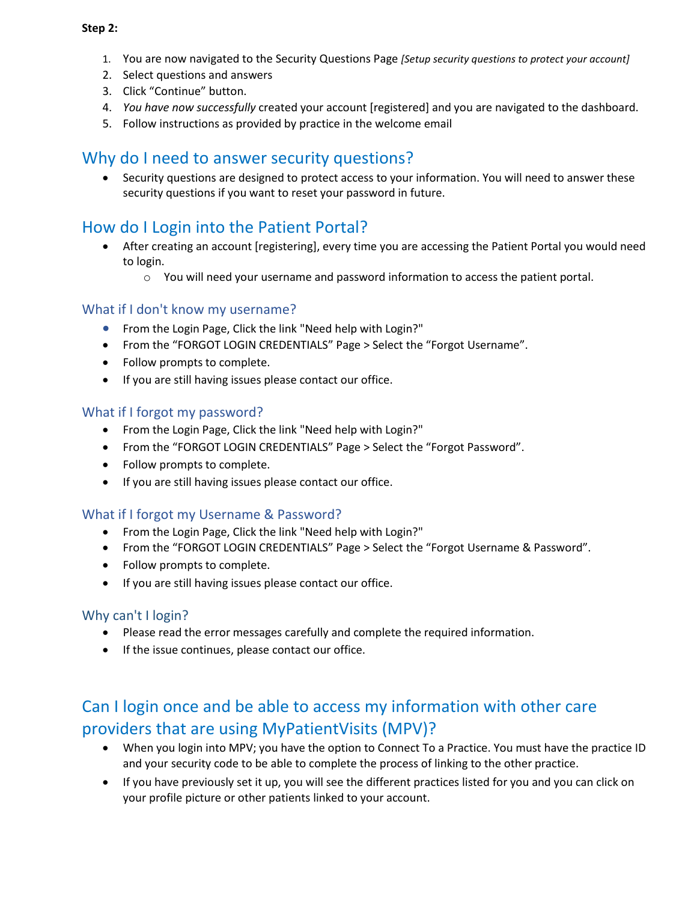**Step 2:**

1. You are now navigated to the Security Questions Page *[Setup security questions to protect your account]*
2. Select questions and answers
3. Click “Continue” button.
4. *You have now successfully* created your account [registered] and you are navigated to the dashboard.
5. Follow instructions as provided by practice in the welcome email

## Why do I need to answer security questions?

- Security questions are designed to protect access to your information. You will need to answer these security questions if you want to reset your password in future.

## How do I Login into the Patient Portal?

- After creating an account [registering], every time you are accessing the Patient Portal you would need to login.
  - You will need your username and password information to access the patient portal.

### What if I don't know my username?

- From the Login Page, Click the link "Need help with Login?"
- From the “FORGOT LOGIN CREDENTIALS” Page > Select the “Forgot Username”.
- Follow prompts to complete.
- If you are still having issues please contact our office.

### What if I forgot my password?

- From the Login Page, Click the link "Need help with Login?"
- From the “FORGOT LOGIN CREDENTIALS” Page > Select the “Forgot Password”.
- Follow prompts to complete.
- If you are still having issues please contact our office.

### What if I forgot my Username & Password?

- From the Login Page, Click the link "Need help with Login?"
- From the “FORGOT LOGIN CREDENTIALS” Page > Select the “Forgot Username & Password”.
- Follow prompts to complete.
- If you are still having issues please contact our office.

### Why can't I login?

- Please read the error messages carefully and complete the required information.
- If the issue continues, please contact our office.

## Can I login once and be able to access my information with other care providers that are using MyPatientVisits (MPV)?

- When you login into MPV; you have the option to Connect To a Practice. You must have the practice ID and your security code to be able to complete the process of linking to the other practice.
- If you have previously set it up, you will see the different practices listed for you and you can click on your profile picture or other patients linked to your account.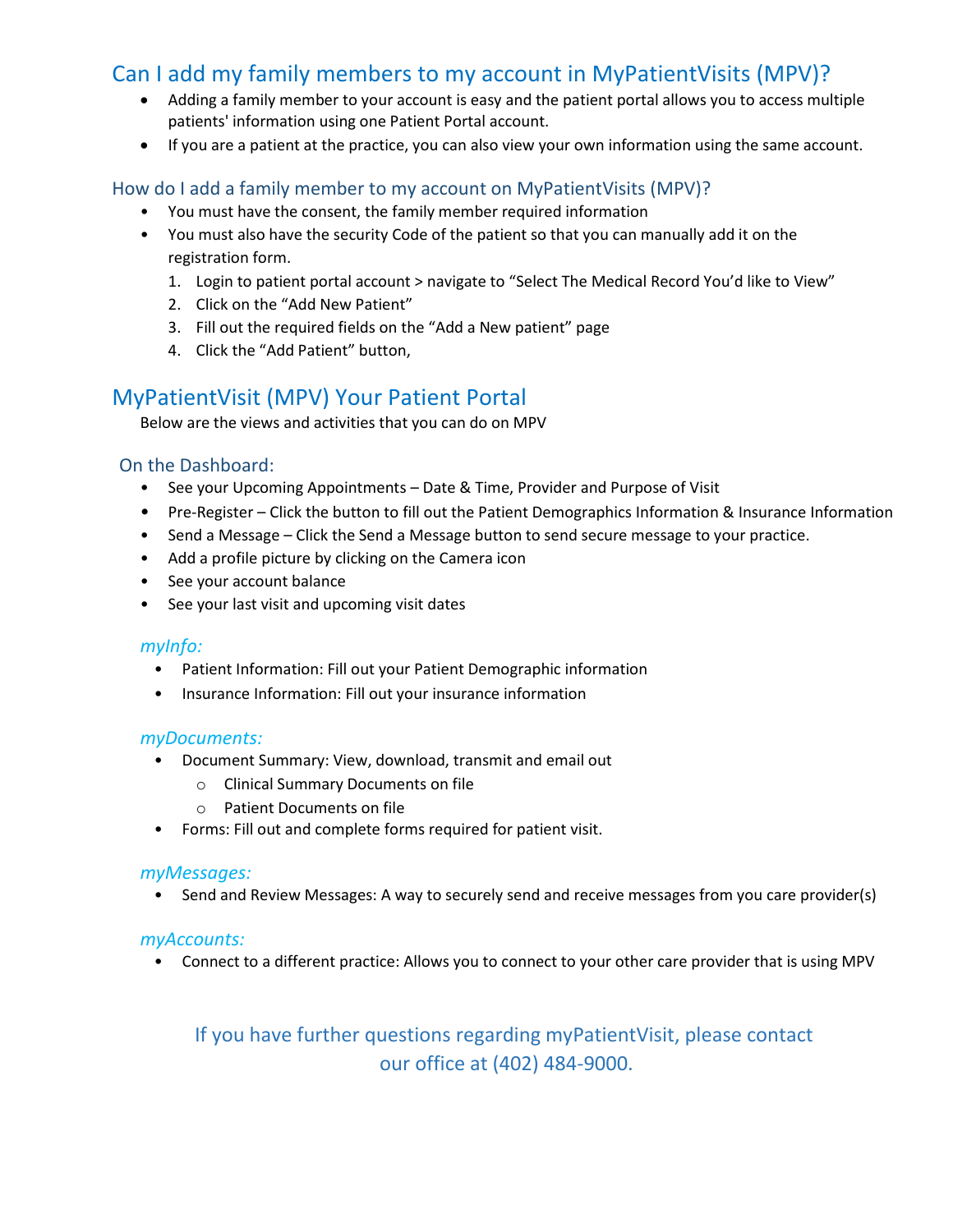## Can I add my family members to my account in MyPatientVisits (MPV)?

- Adding a family member to your account is easy and the patient portal allows you to access multiple patients' information using one Patient Portal account.
- If you are a patient at the practice, you can also view your own information using the same account.

### How do I add a family member to my account on MyPatientVisits (MPV)?

- You must have the consent, the family member required information
- You must also have the security Code of the patient so that you can manually add it on the registration form.
  1. Login to patient portal account > navigate to "Select The Medical Record You'd like to View"
  2. Click on the "Add New Patient"
  3. Fill out the required fields on the "Add a New patient" page
  4. Click the "Add Patient" button,

## MyPatientVisit (MPV) Your Patient Portal

Below are the views and activities that you can do on MPV

### On the Dashboard:

- See your Upcoming Appointments – Date & Time, Provider and Purpose of Visit
- Pre-Register – Click the button to fill out the Patient Demographics Information & Insurance Information
- Send a Message – Click the Send a Message button to send secure message to your practice.
- Add a profile picture by clicking on the Camera icon
- See your account balance
- See your last visit and upcoming visit dates

#### *myInfo:*

- Patient Information: Fill out your Patient Demographic information
- Insurance Information: Fill out your insurance information

#### *myDocuments:*

- Document Summary: View, download, transmit and email out
  - Clinical Summary Documents on file
  - Patient Documents on file
- Forms: Fill out and complete forms required for patient visit.

#### *myMessages:*

- Send and Review Messages: A way to securely send and receive messages from you care provider(s)

#### *myAccounts:*

- Connect to a different practice: Allows you to connect to your other care provider that is using MPV

If you have further questions regarding myPatientVisit, please contact our office at (402) 484-9000.